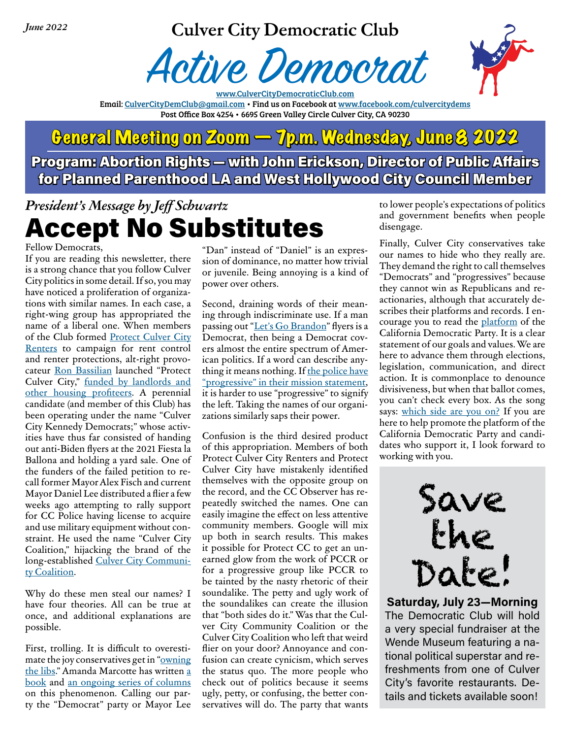*June 2022*

**Culver City Democratic Club**

# Active Democrat

www.CulverCityDemocraticClub.com

Email: CulverCityDemClub@gmail.com • Find us on Facebook at www.facebook.com/culvercitydems

Post Office Box 4254 • 6695 Green Valley Circle Culver City, CA 90230

## General Meeting on Zoom — 7p.m. Wednesday, June 8, 2022

**Program: Abortion Rights — with John Erickson, Director of Public Affairs for Planned Parenthood LA and West Hollywood City Council Member**

*President's Message by Jeff Schwartz*

# Accept No Substitutes

Fellow Democrats,

If you are reading this newsletter, there is a strong chance that you follow Culver City politics in some detail. If so, you may have noticed a proliferation of organizations with similar names. In each case, a right-wing group has appropriated the name of a liberal one. When members of the Club formed Protect Culver City Renters to campaign for rent control and renter protections, alt-right provocateur Ron Bassilian launched "Protect Culver City," funded by landlords and other housing profiteers. A perennial candidate (and member of this Club) has been operating under the name "Culver City Kennedy Democrats;" whose activities have thus far consisted of handing out anti-Biden flyers at the 2021 Fiesta la Ballona and holding a yard sale. One of the funders of the failed petition to recall former Mayor Alex Fisch and current Mayor Daniel Lee distributed a flier a few weeks ago attempting to rally support for CC Police having license to acquire and use military equipment without constraint. He used the name "Culver City Coalition," hijacking the brand of the long-established Culver City Community Coalition.

Why do these men steal our names? I have four theories. All can be true at once, and additional explanations are possible.

First, trolling. It is difficult to overestimate the joy conservatives get in "owning the libs." Amanda Marcotte has written a book and an ongoing series of columns on this phenomenon. Calling our party the "Democrat" party or Mayor Lee "Dan" instead of "Daniel" is an expression of dominance, no matter how trivial or juvenile. Being annoying is a kind of power over others.

Second, draining words of their meaning through indiscriminate use. If a man passing out "Let's Go Brandon" flyers is a Democrat, then being a Democrat covers almost the entire spectrum of American politics. If a word can describe anything it means nothing. If the police have "progressive" in their mission statement, it is harder to use "progressive" to signify the left. Taking the names of our organizations similarly saps their power.

Confusion is the third desired product of this appropriation. Members of both Protect Culver City Renters and Protect Culver City have mistakenly identified themselves with the opposite group on the record, and the CC Observer has repeatedly switched the names. One can easily imagine the effect on less attentive community members. Google will mix up both in search results. This makes it possible for Protect CC to get an unearned glow from the work of PCCR or for a progressive group like PCCR to be tainted by the nasty rhetoric of their soundalike. The petty and ugly work of the soundalikes can create the illusion that "both sides do it." Was that the Culver City Community Coalition or the Culver City Coalition who left that weird flier on your door? Annoyance and confusion can create cynicism, which serves the status quo. The more people who check out of politics because it seems ugly, petty, or confusing, the better conservatives will do. The party that wants to lower people's expectations of politics and government benefits when people disengage.

Finally, Culver City conservatives take our names to hide who they really are. They demand the right to call themselves "Democrats" and "progressives" because they cannot win as Republicans and reactionaries, although that accurately describes their platforms and records. I encourage you to read the platform of the California Democratic Party. It is a clear statement of our goals and values. We are here to advance them through elections, legislation, communication, and direct action. It is commonplace to denounce divisiveness, but when that ballot comes, you can't check every box. As the song says: which side are you on? If you are here to help promote the platform of the California Democratic Party and candidates who support it, I look forward to working with you.

## Save the Date!

**Saturday, July 23—Morning**

The Democratic Club will hold a very special fundraiser at the Wende Museum featuring a national political superstar and refreshments from one of Culver City's favorite restaurants. Details and tickets available soon!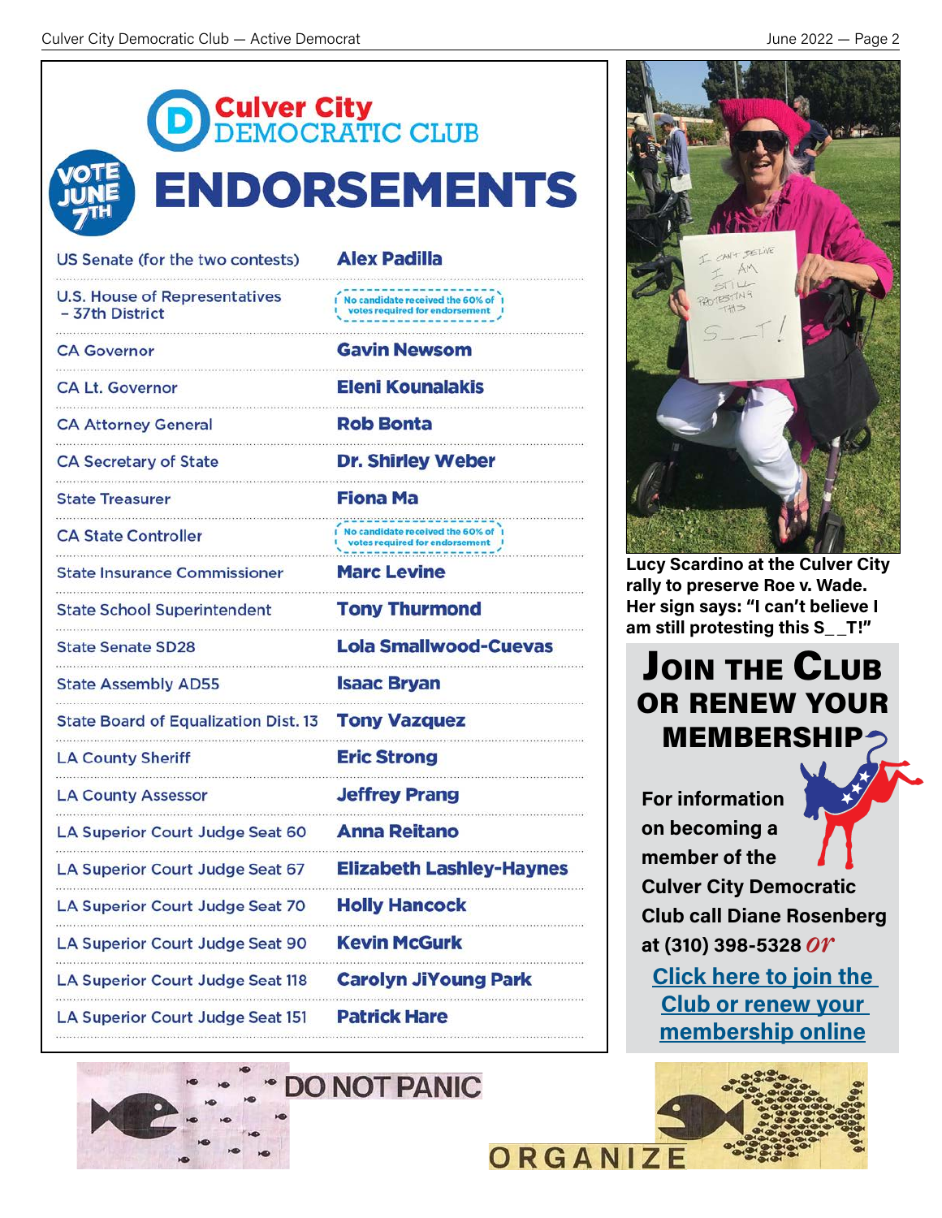# Culver City DEMOCRATIC CLUB

## ENDORSEMENTS

**VOTE JUNE 7TH**

| Office | Endorsement |
| --- | --- |
| US Senate (for the two contests) | **Alex Padilla** |
| U.S. House of Representatives – 37th District | No candidate received the 60% of votes required for endorsement |
| CA Governor | **Gavin Newsom** |
| CA Lt. Governor | **Eleni Kounalakis** |
| CA Attorney General | **Rob Bonta** |
| CA Secretary of State | **Dr. Shirley Weber** |
| State Treasurer | **Fiona Ma** |
| CA State Controller | No candidate received the 60% of votes required for endorsement |
| State Insurance Commissioner | **Marc Levine** |
| State School Superintendent | **Tony Thurmond** |
| State Senate SD28 | **Lola Smallwood-Cuevas** |
| State Assembly AD55 | **Isaac Bryan** |
| State Board of Equalization Dist. 13 | **Tony Vazquez** |
| LA County Sheriff | **Eric Strong** |
| LA County Assessor | **Jeffrey Prang** |
| LA Superior Court Judge Seat 60 | **Anna Reitano** |
| LA Superior Court Judge Seat 67 | **Elizabeth Lashley-Haynes** |
| LA Superior Court Judge Seat 70 | **Holly Hancock** |
| LA Superior Court Judge Seat 90 | **Kevin McGurk** |
| LA Superior Court Judge Seat 118 | **Carolyn JiYoung Park** |
| LA Superior Court Judge Seat 151 | **Patrick Hare** |

**Lucy Scardino at the Culver City rally to preserve Roe v. Wade. Her sign says: "I can't believe I am still protesting this S__T!"**

## JOIN THE CLUB OR RENEW YOUR MEMBERSHIP

**For information on becoming a member of the Culver City Democratic Club call Diane Rosenberg at (310) 398-5328** *or*

**Click here to join the Club or renew your membership online**

DO NOT PANIC

ORGANIZE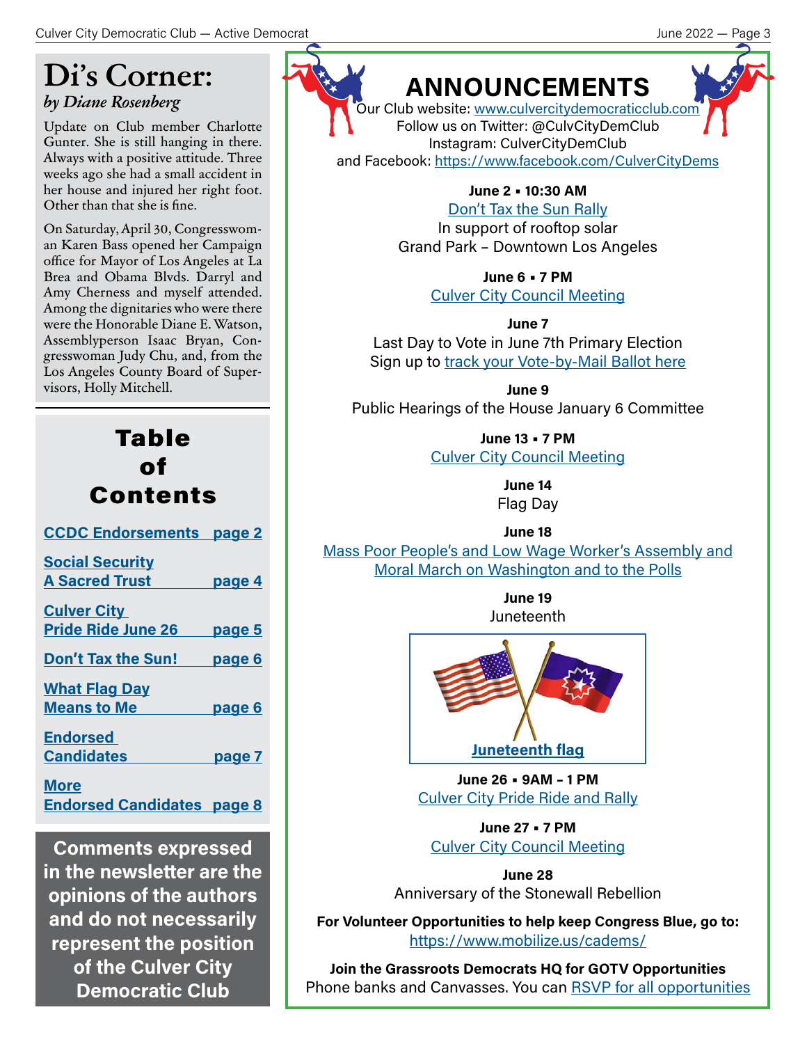# Di's Corner:

*by Diane Rosenberg*

Update on Club member Charlotte Gunter. She is still hanging in there. Always with a positive attitude. Three weeks ago she had a small accident in her house and injured her right foot. Other than that she is fine.

On Saturday, April 30, Congresswoman Karen Bass opened her Campaign office for Mayor of Los Angeles at La Brea and Obama Blvds. Darryl and Amy Cherness and myself attended. Among the dignitaries who were there were the Honorable Diane E. Watson, Assemblyperson Isaac Bryan, Congresswoman Judy Chu, and, from the Los Angeles County Board of Supervisors, Holly Mitchell.

## Table of Contents

| | |
|---|---|
| CCDC Endorsements | page 2 |
| Social Security A Sacred Trust | page 4 |
| Culver City Pride Ride June 26 | page 5 |
| Don't Tax the Sun! | page 6 |
| What Flag Day Means to Me | page 6 |
| Endorsed Candidates | page 7 |
| More Endorsed Candidates | page 8 |

**Comments expressed in the newsletter are the opinions of the authors and do not necessarily represent the position of the Culver City Democratic Club**

# ANNOUNCEMENTS

Our Club website: www.culvercitydemocraticclub.com
Follow us on Twitter: @CulvCityDemClub
Instagram: CulverCityDemClub
and Facebook: https://www.facebook.com/CulverCityDems

**June 2 ▪ 10:30 AM**
Don't Tax the Sun Rally
In support of rooftop solar
Grand Park – Downtown Los Angeles

**June 6 ▪ 7 PM**
Culver City Council Meeting

**June 7**
Last Day to Vote in June 7th Primary Election
Sign up to track your Vote-by-Mail Ballot here

**June 9**
Public Hearings of the House January 6 Committee

**June 13 ▪ 7 PM**
Culver City Council Meeting

**June 14**
Flag Day

**June 18**
Mass Poor People's and Low Wage Worker's Assembly and Moral March on Washington and to the Polls

**June 19**
Juneteenth

Juneteenth flag

**June 26 ▪ 9AM – 1 PM**
Culver City Pride Ride and Rally

**June 27 ▪ 7 PM**
Culver City Council Meeting

**June 28**
Anniversary of the Stonewall Rebellion

**For Volunteer Opportunities to help keep Congress Blue, go to:**
https://www.mobilize.us/cadems/

**Join the Grassroots Democrats HQ for GOTV Opportunities**
Phone banks and Canvasses. You can RSVP for all opportunities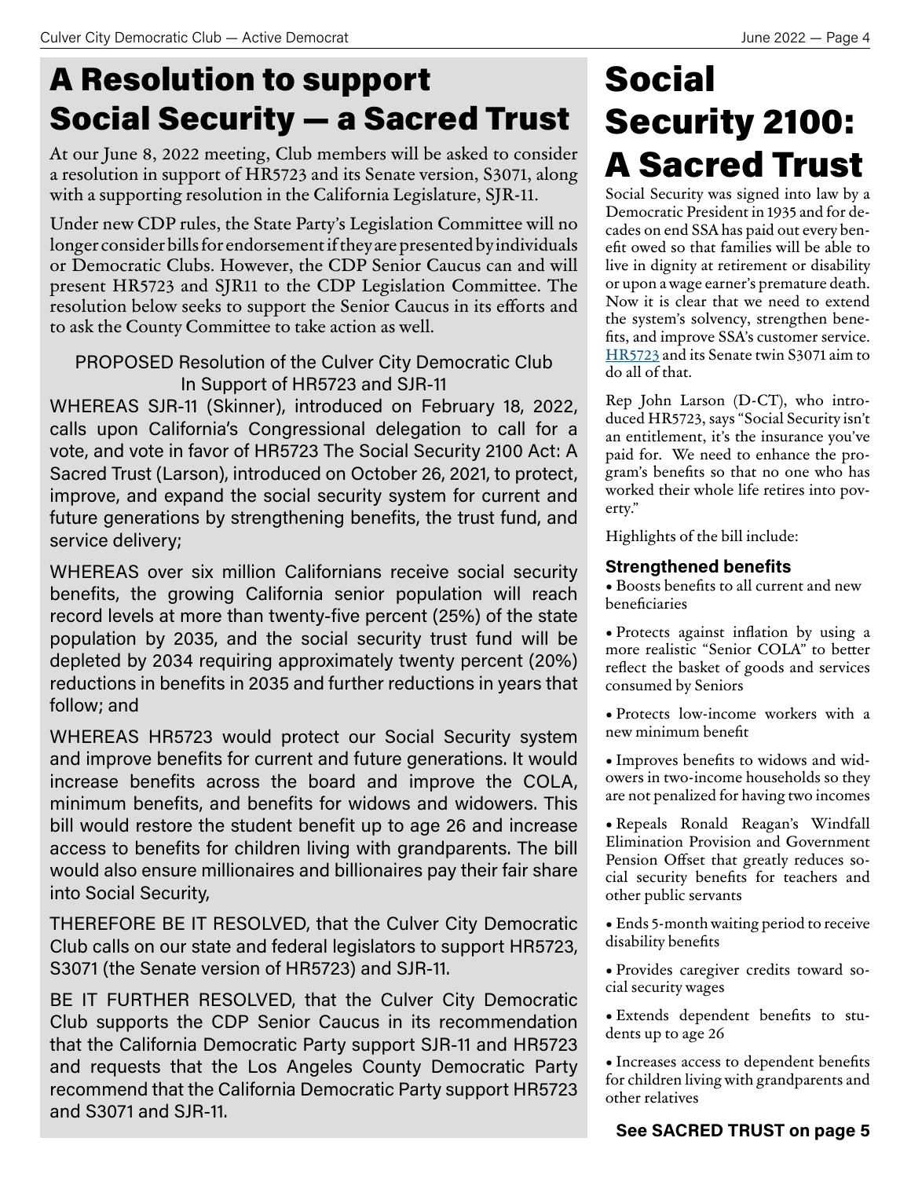# A Resolution to support Social Security — a Sacred Trust

At our June 8, 2022 meeting, Club members will be asked to consider a resolution in support of HR5723 and its Senate version, S3071, along with a supporting resolution in the California Legislature, SJR-11.

Under new CDP rules, the State Party's Legislation Committee will no longer consider bills for endorsement if they are presented by individuals or Democratic Clubs. However, the CDP Senior Caucus can and will present HR5723 and SJR11 to the CDP Legislation Committee. The resolution below seeks to support the Senior Caucus in its efforts and to ask the County Committee to take action as well.

PROPOSED Resolution of the Culver City Democratic Club
In Support of HR5723 and SJR-11

WHEREAS SJR-11 (Skinner), introduced on February 18, 2022, calls upon California's Congressional delegation to call for a vote, and vote in favor of HR5723 The Social Security 2100 Act: A Sacred Trust (Larson), introduced on October 26, 2021, to protect, improve, and expand the social security system for current and future generations by strengthening benefits, the trust fund, and service delivery;

WHEREAS over six million Californians receive social security benefits, the growing California senior population will reach record levels at more than twenty-five percent (25%) of the state population by 2035, and the social security trust fund will be depleted by 2034 requiring approximately twenty percent (20%) reductions in benefits in 2035 and further reductions in years that follow; and

WHEREAS HR5723 would protect our Social Security system and improve benefits for current and future generations. It would increase benefits across the board and improve the COLA, minimum benefits, and benefits for widows and widowers. This bill would restore the student benefit up to age 26 and increase access to benefits for children living with grandparents. The bill would also ensure millionaires and billionaires pay their fair share into Social Security,

THEREFORE BE IT RESOLVED, that the Culver City Democratic Club calls on our state and federal legislators to support HR5723, S3071 (the Senate version of HR5723) and SJR-11.

BE IT FURTHER RESOLVED, that the Culver City Democratic Club supports the CDP Senior Caucus in its recommendation that the California Democratic Party support SJR-11 and HR5723 and requests that the Los Angeles County Democratic Party recommend that the California Democratic Party support HR5723 and S3071 and SJR-11.

# Social Security 2100: A Sacred Trust

Social Security was signed into law by a Democratic President in 1935 and for decades on end SSA has paid out every benefit owed so that families will be able to live in dignity at retirement or disability or upon a wage earner's premature death. Now it is clear that we need to extend the system's solvency, strengthen benefits, and improve SSA's customer service. HR5723 and its Senate twin S3071 aim to do all of that.

Rep John Larson (D-CT), who introduced HR5723, says "Social Security isn't an entitlement, it's the insurance you've paid for. We need to enhance the program's benefits so that no one who has worked their whole life retires into poverty."

Highlights of the bill include:

### Strengthened benefits

- Boosts benefits to all current and new beneficiaries
- Protects against inflation by using a more realistic "Senior COLA" to better reflect the basket of goods and services consumed by Seniors
- Protects low-income workers with a new minimum benefit
- Improves benefits to widows and widowers in two-income households so they are not penalized for having two incomes
- Repeals Ronald Reagan's Windfall Elimination Provision and Government Pension Offset that greatly reduces social security benefits for teachers and other public servants
- Ends 5-month waiting period to receive disability benefits
- Provides caregiver credits toward social security wages
- Extends dependent benefits to students up to age 26
- Increases access to dependent benefits for children living with grandparents and other relatives

**See SACRED TRUST on page 5**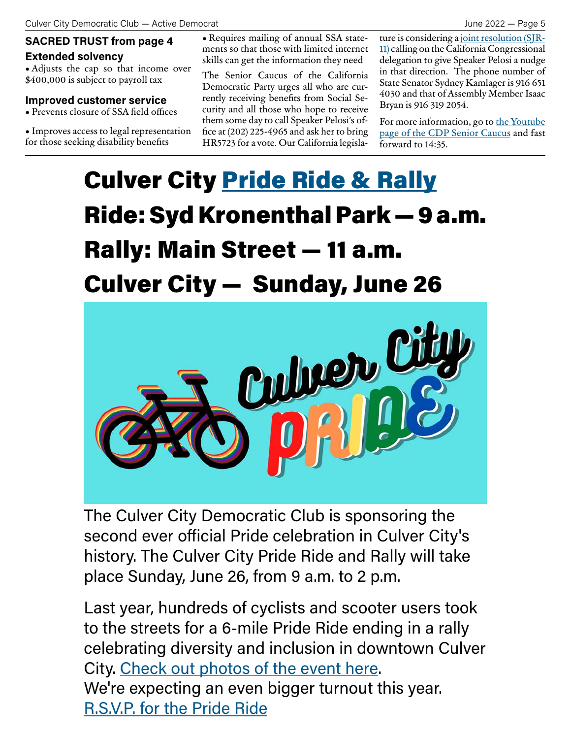**SACRED TRUST from page 4**

**Extended solvency**

- Adjusts the cap so that income over $400,000 is subject to payroll tax

**Improved customer service**

- Prevents closure of SSA field offices
- Improves access to legal representation for those seeking disability benefits
- Requires mailing of annual SSA statements so that those with limited internet skills can get the information they need

The Senior Caucus of the California Democratic Party urges all who are currently receiving benefits from Social Security and all those who hope to receive them some day to call Speaker Pelosi's office at (202) 225-4965 and ask her to bring HR5723 for a vote. Our California legislature is considering a joint resolution (SJR-11) calling on the California Congressional delegation to give Speaker Pelosi a nudge in that direction. The phone number of State Senator Sydney Kamlager is 916 651 4030 and that of Assembly Member Isaac Bryan is 916 319 2054.

For more information, go to the Youtube page of the CDP Senior Caucus and fast forward to 14:35.

# Culver City Pride Ride & Rally

## Ride: Syd Kronenthal Park — 9 a.m.

## Rally: Main Street — 11 a.m.

## Culver City — Sunday, June 26

The Culver City Democratic Club is sponsoring the second ever official Pride celebration in Culver City's history. The Culver City Pride Ride and Rally will take place Sunday, June 26, from 9 a.m. to 2 p.m.

Last year, hundreds of cyclists and scooter users took to the streets for a 6-mile Pride Ride ending in a rally celebrating diversity and inclusion in downtown Culver City. Check out photos of the event here.
We're expecting an even bigger turnout this year.
R.S.V.P. for the Pride Ride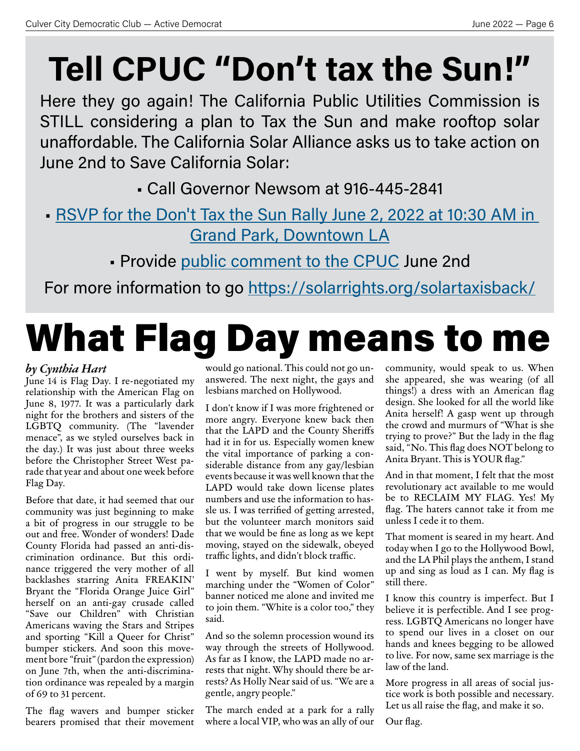# Tell CPUC "Don't tax the Sun!"

Here they go again! The California Public Utilities Commission is STILL considering a plan to Tax the Sun and make rooftop solar unaffordable. The California Solar Alliance asks us to take action on June 2nd to Save California Solar:

- Call Governor Newsom at 916-445-2841
- RSVP for the Don't Tax the Sun Rally June 2, 2022 at 10:30 AM in Grand Park, Downtown LA
- Provide public comment to the CPUC June 2nd

For more information to go https://solarrights.org/solartaxisback/

# What Flag Day means to me

***by Cynthia Hart***

June 14 is Flag Day. I re-negotiated my relationship with the American Flag on June 8, 1977. It was a particularly dark night for the brothers and sisters of the LGBTQ community. (The "lavender menace", as we styled ourselves back in the day.) It was just about three weeks before the Christopher Street West parade that year and about one week before Flag Day.

Before that date, it had seemed that our community was just beginning to make a bit of progress in our struggle to be out and free. Wonder of wonders! Dade County Florida had passed an anti-discrimination ordinance. But this ordinance triggered the very mother of all backlashes starring Anita FREAKIN' Bryant the "Florida Orange Juice Girl" herself on an anti-gay crusade called "Save our Children" with Christian Americans waving the Stars and Stripes and sporting "Kill a Queer for Christ" bumper stickers. And soon this movement bore "fruit" (pardon the expression) on June 7th, when the anti-discrimination ordinance was repealed by a margin of 69 to 31 percent.

The flag wavers and bumper sticker bearers promised that their movement would go national. This could not go unanswered. The next night, the gays and lesbians marched on Hollywood.

I don't know if I was more frightened or more angry. Everyone knew back then that the LAPD and the County Sheriffs had it in for us. Especially women knew the vital importance of parking a considerable distance from any gay/lesbian events because it was well known that the LAPD would take down license plates numbers and use the information to hassle us. I was terrified of getting arrested, but the volunteer march monitors said that we would be fine as long as we kept moving, stayed on the sidewalk, obeyed traffic lights, and didn't block traffic.

I went by myself. But kind women marching under the "Women of Color" banner noticed me alone and invited me to join them. "White is a color too," they said.

And so the solemn procession wound its way through the streets of Hollywood. As far as I know, the LAPD made no arrests that night. Why should there be arrests? As Holly Near said of us. "We are a gentle, angry people."

The march ended at a park for a rally where a local VIP, who was an ally of our community, would speak to us. When she appeared, she was wearing (of all things!) a dress with an American flag design. She looked for all the world like Anita herself! A gasp went up through the crowd and murmurs of "What is she trying to prove?" But the lady in the flag said, "No. This flag does NOT belong to Anita Bryant. This is YOUR flag."

And in that moment, I felt that the most revolutionary act available to me would be to RECLAIM MY FLAG. Yes! My flag. The haters cannot take it from me unless I cede it to them.

That moment is seared in my heart. And today when I go to the Hollywood Bowl, and the LA Phil plays the anthem, I stand up and sing as loud as I can. My flag is still there.

I know this country is imperfect. But I believe it is perfectible. And I see progress. LGBTQ Americans no longer have to spend our lives in a closet on our hands and knees begging to be allowed to live. For now, same sex marriage is the law of the land.

More progress in all areas of social justice work is both possible and necessary. Let us all raise the flag, and make it so.

Our flag.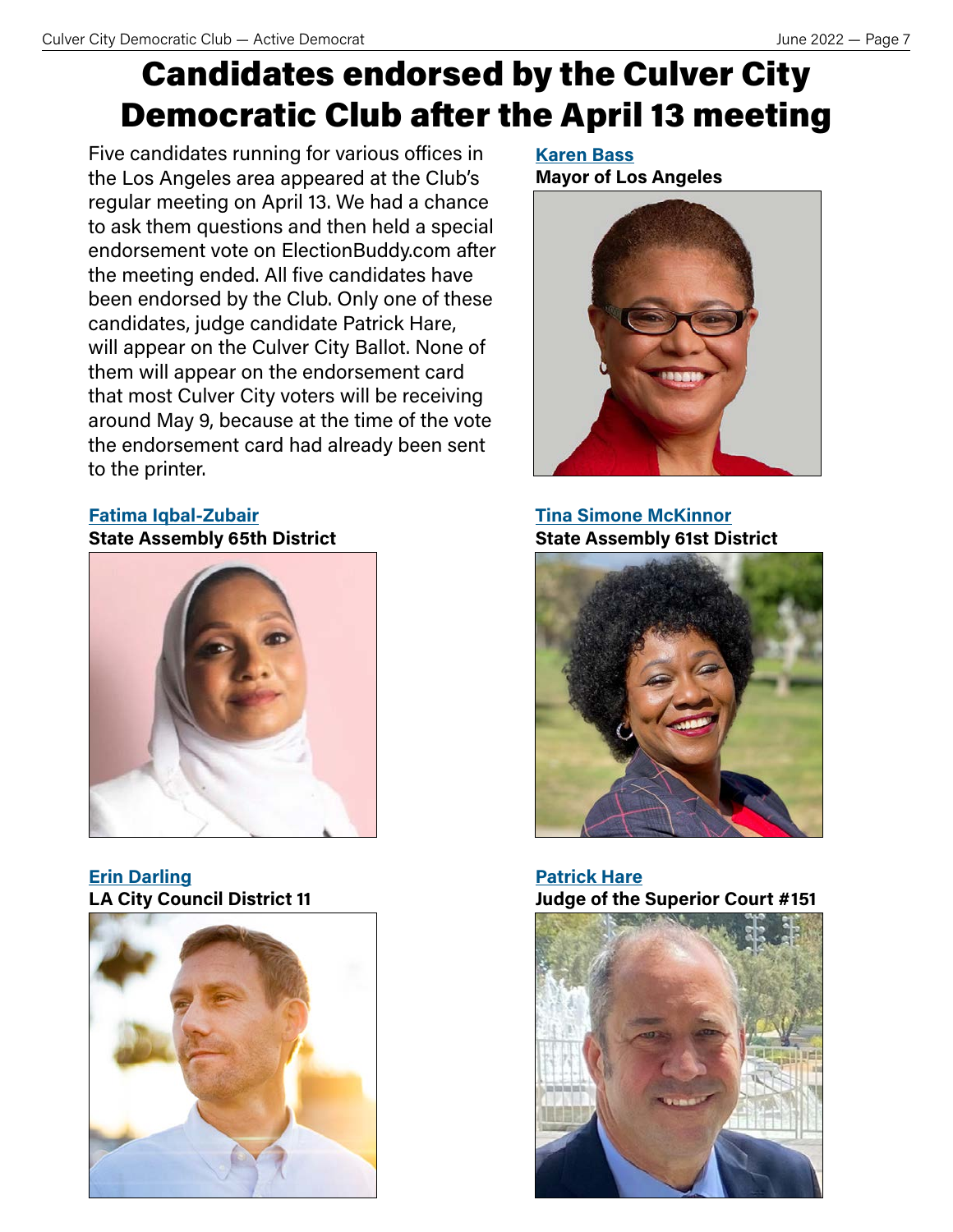# Candidates endorsed by the Culver City Democratic Club after the April 13 meeting

Five candidates running for various offices in the Los Angeles area appeared at the Club's regular meeting on April 13. We had a chance to ask them questions and then held a special endorsement vote on ElectionBuddy.com after the meeting ended. All five candidates have been endorsed by the Club. Only one of these candidates, judge candidate Patrick Hare, will appear on the Culver City Ballot. None of them will appear on the endorsement card that most Culver City voters will be receiving around May 9, because at the time of the vote the endorsement card had already been sent to the printer.

**Karen Bass**
**Mayor of Los Angeles**

**Fatima Iqbal-Zubair**
**State Assembly 65th District**

**Tina Simone McKinnor**
**State Assembly 61st District**

**Erin Darling**
**LA City Council District 11**

**Patrick Hare**
**Judge of the Superior Court #151**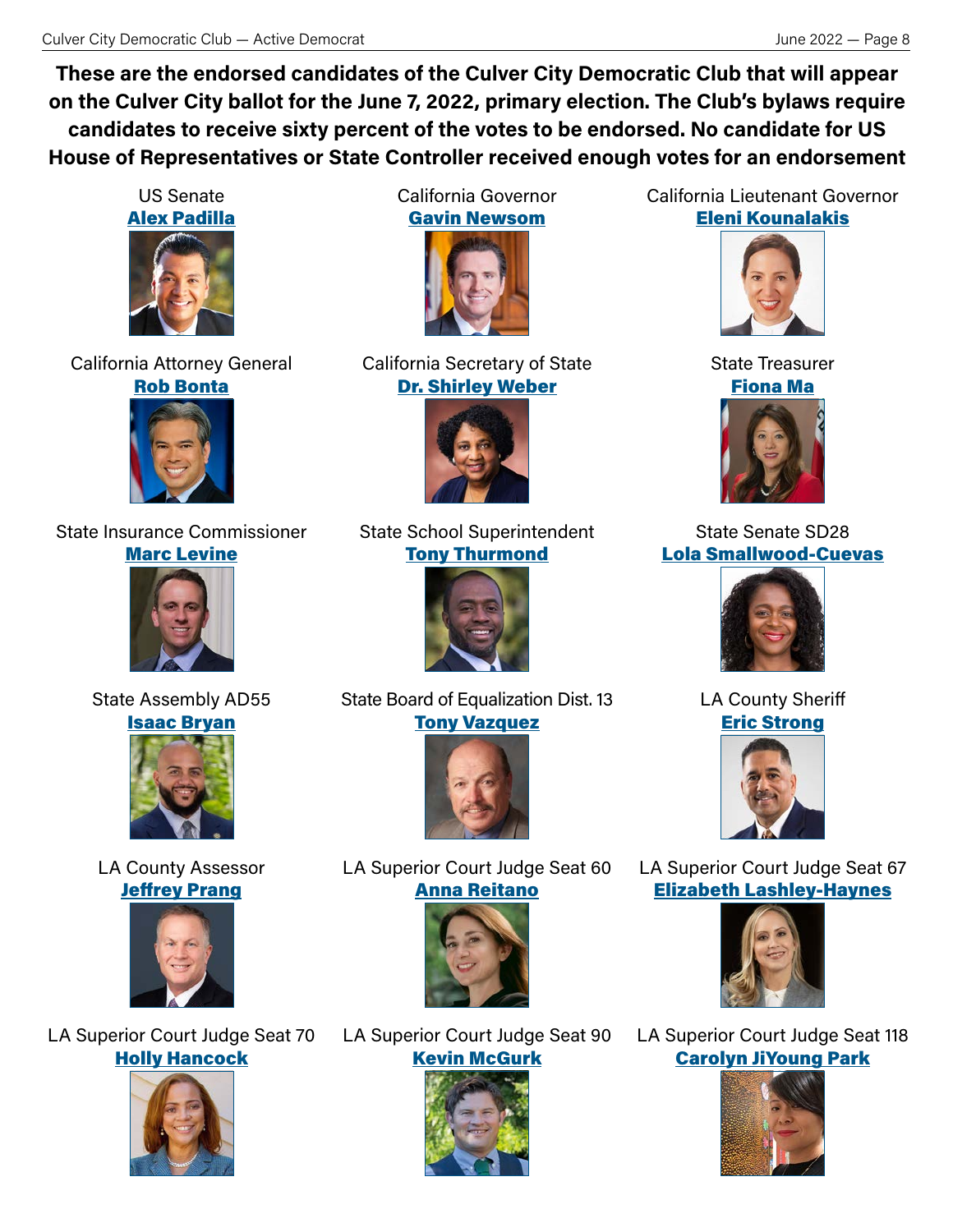**These are the endorsed candidates of the Culver City Democratic Club that will appear on the Culver City ballot for the June 7, 2022, primary election. The Club's bylaws require candidates to receive sixty percent of the votes to be endorsed. No candidate for US House of Representatives or State Controller received enough votes for an endorsement**

US Senate
**Alex Padilla**

California Governor
**Gavin Newsom**

California Lieutenant Governor
**Eleni Kounalakis**

California Attorney General
**Rob Bonta**

California Secretary of State
**Dr. Shirley Weber**

State Treasurer
**Fiona Ma**

State Insurance Commissioner
**Marc Levine**

State School Superintendent
**Tony Thurmond**

State Senate SD28
**Lola Smallwood-Cuevas**

State Assembly AD55
**Isaac Bryan**

State Board of Equalization Dist. 13
**Tony Vazquez**

LA County Sheriff
**Eric Strong**

LA County Assessor
**Jeffrey Prang**

LA Superior Court Judge Seat 60
**Anna Reitano**

LA Superior Court Judge Seat 67
**Elizabeth Lashley-Haynes**

LA Superior Court Judge Seat 70
**Holly Hancock**

LA Superior Court Judge Seat 90
**Kevin McGurk**

LA Superior Court Judge Seat 118
**Carolyn JiYoung Park**